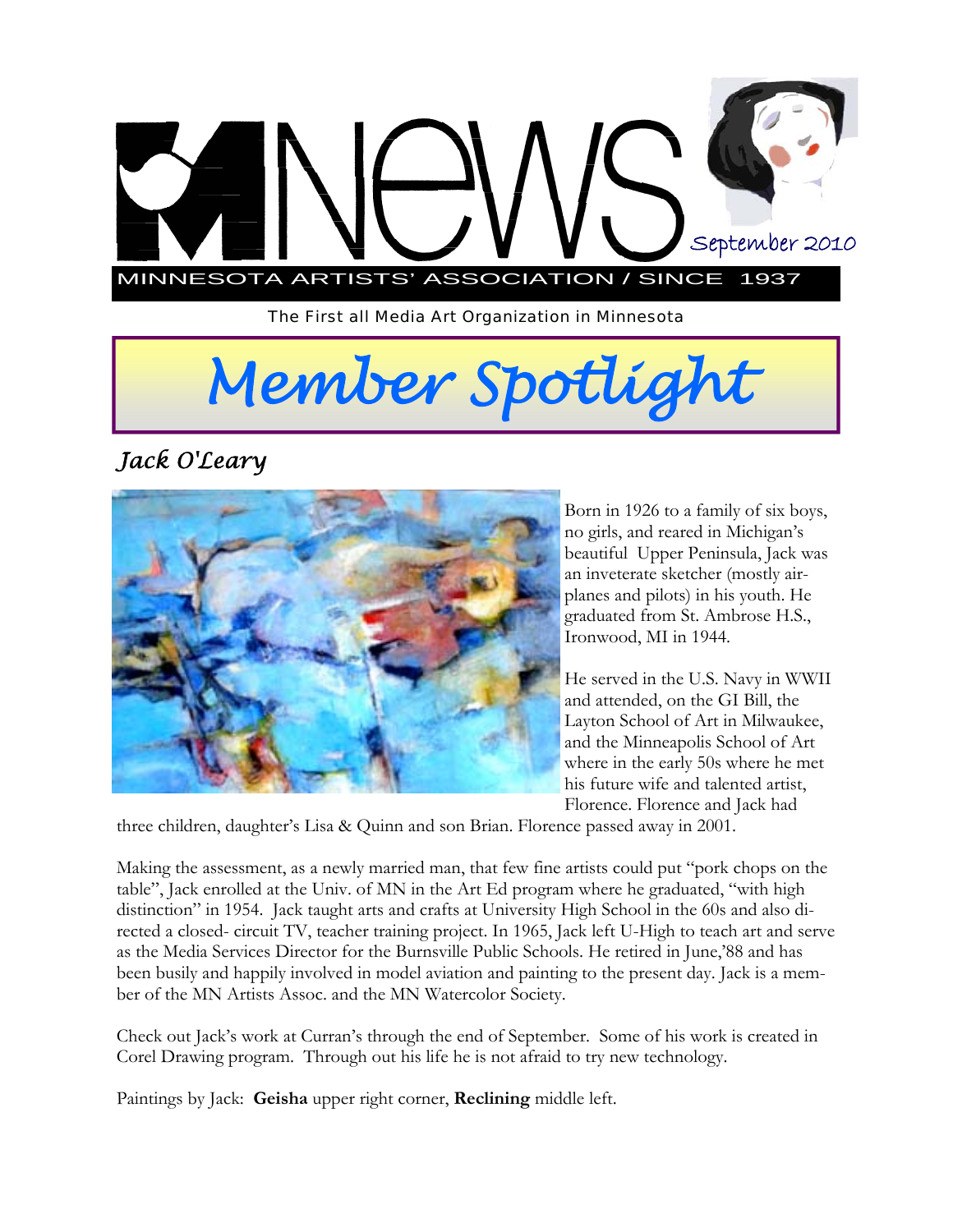# MNews

September 2010

MINNESOTA ARTISTS' ASSOCIATION / SINCE 1937

The First all Media Art Organization in Minnesota

# *Member Spotlight*

## *Jack O'Leary*

Born in 1926 to a family of six boys, no girls, and reared in Michigan's beautiful Upper Peninsula, Jack was an inveterate sketcher (mostly airplanes and pilots) in his youth. He graduated from St. Ambrose H.S., Ironwood, MI in 1944.

He served in the U.S. Navy in WWII and attended, on the GI Bill, the Layton School of Art in Milwaukee, and the Minneapolis School of Art where in the early 50s where he met his future wife and talented artist, Florence. Florence and Jack had three children, daughter's Lisa & Quinn and son Brian. Florence passed away in 2001.

Making the assessment, as a newly married man, that few fine artists could put "pork chops on the table", Jack enrolled at the Univ. of MN in the Art Ed program where he graduated, "with high distinction" in 1954. Jack taught arts and crafts at University High School in the 60s and also directed a closed- circuit TV, teacher training project. In 1965, Jack left U-High to teach art and serve as the Media Services Director for the Burnsville Public Schools. He retired in June,'88 and has been busily and happily involved in model aviation and painting to the present day. Jack is a member of the MN Artists Assoc. and the MN Watercolor Society.

Check out Jack's work at Curran's through the end of September. Some of his work is created in Corel Drawing program. Through out his life he is not afraid to try new technology.

Paintings by Jack: **Geisha** upper right corner, **Reclining** middle left.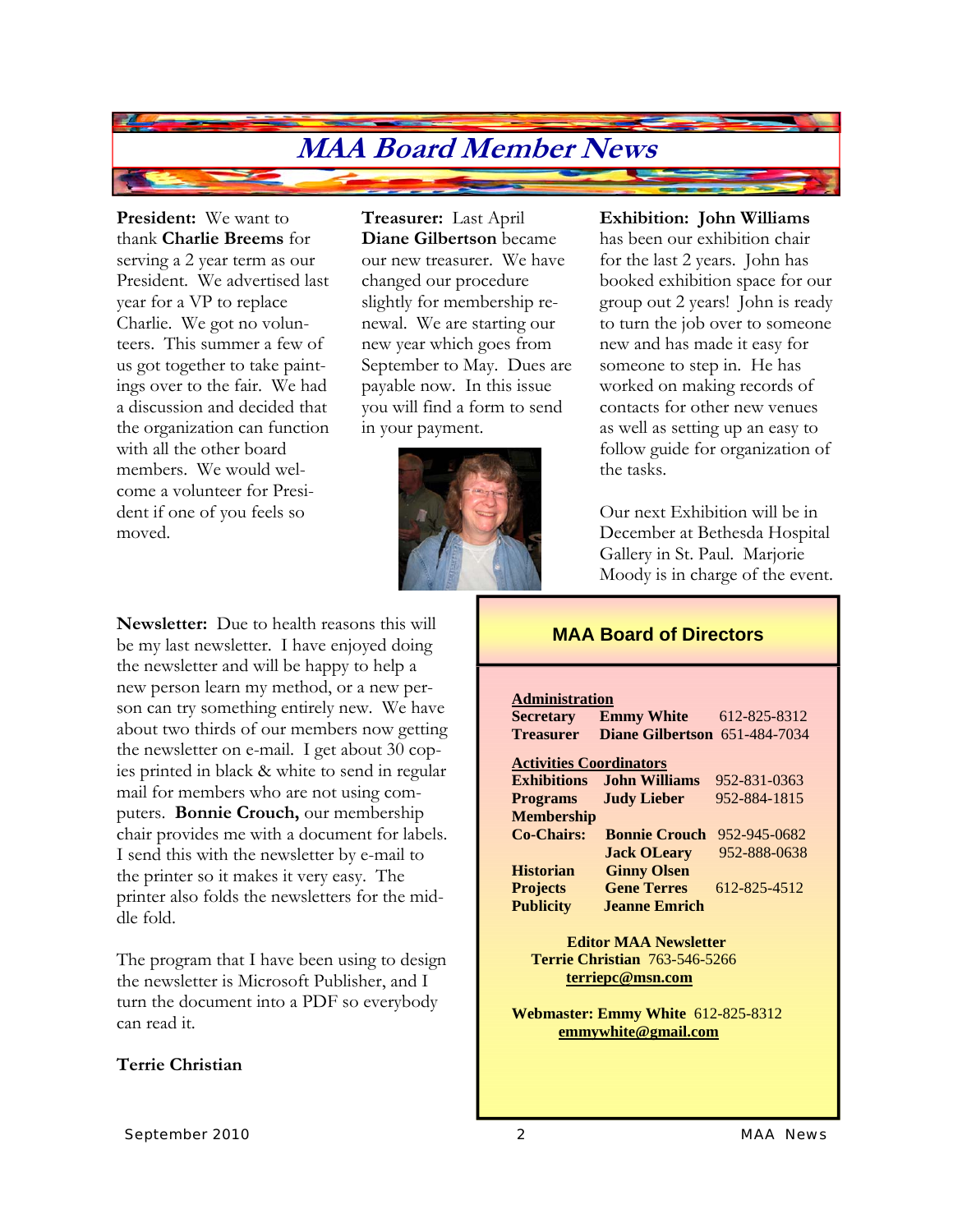# MAA Board Member News

**President:** We want to thank **Charlie Breems** for serving a 2 year term as our President. We advertised last year for a VP to replace Charlie. We got no volunteers. This summer a few of us got together to take paintings over to the fair. We had a discussion and decided that the organization can function with all the other board members. We would welcome a volunteer for President if one of you feels so moved.

**Treasurer:** Last April **Diane Gilbertson** became our new treasurer. We have changed our procedure slightly for membership renewal. We are starting our new year which goes from September to May. Dues are payable now. In this issue you will find a form to send in your payment.

**Exhibition: John Williams** has been our exhibition chair for the last 2 years. John has booked exhibition space for our group out 2 years! John is ready to turn the job over to someone new and has made it easy for someone to step in. He has worked on making records of contacts for other new venues as well as setting up an easy to follow guide for organization of the tasks.

Our next Exhibition will be in December at Bethesda Hospital Gallery in St. Paul. Marjorie Moody is in charge of the event.

**Newsletter:** Due to health reasons this will be my last newsletter. I have enjoyed doing the newsletter and will be happy to help a new person learn my method, or a new person can try something entirely new. We have about two thirds of our members now getting the newsletter on e-mail. I get about 30 copies printed in black & white to send in regular mail for members who are not using computers. **Bonnie Crouch,** our membership chair provides me with a document for labels. I send this with the newsletter by e-mail to the printer so it makes it very easy. The printer also folds the newsletters for the middle fold.

The program that I have been using to design the newsletter is Microsoft Publisher, and I turn the document into a PDF so everybody can read it.

**Terrie Christian**

## MAA Board of Directors

**Administration**

| | | |
|---|---|---|
| **Secretary** | **Emmy White** | 612-825-8312 |
| **Treasurer** | **Diane Gilbertson** | 651-484-7034 |

**Activities Coordinators**

| | | |
|---|---|---|
| **Exhibitions** | **John Williams** | 952-831-0363 |
| **Programs** | **Judy Lieber** | 952-884-1815 |
| **Membership Co-Chairs:** | **Bonnie Crouch** | 952-945-0682 |
| | **Jack OLeary** | 952-888-0638 |
| **Historian** | **Ginny Olsen** | |
| **Projects** | **Gene Terres** | 612-825-4512 |
| **Publicity** | **Jeanne Emrich** | |

**Editor MAA Newsletter**
**Terrie Christian** 763-546-5266
terriepc@msn.com

**Webmaster: Emmy White** 612-825-8312
emmywhite@gmail.com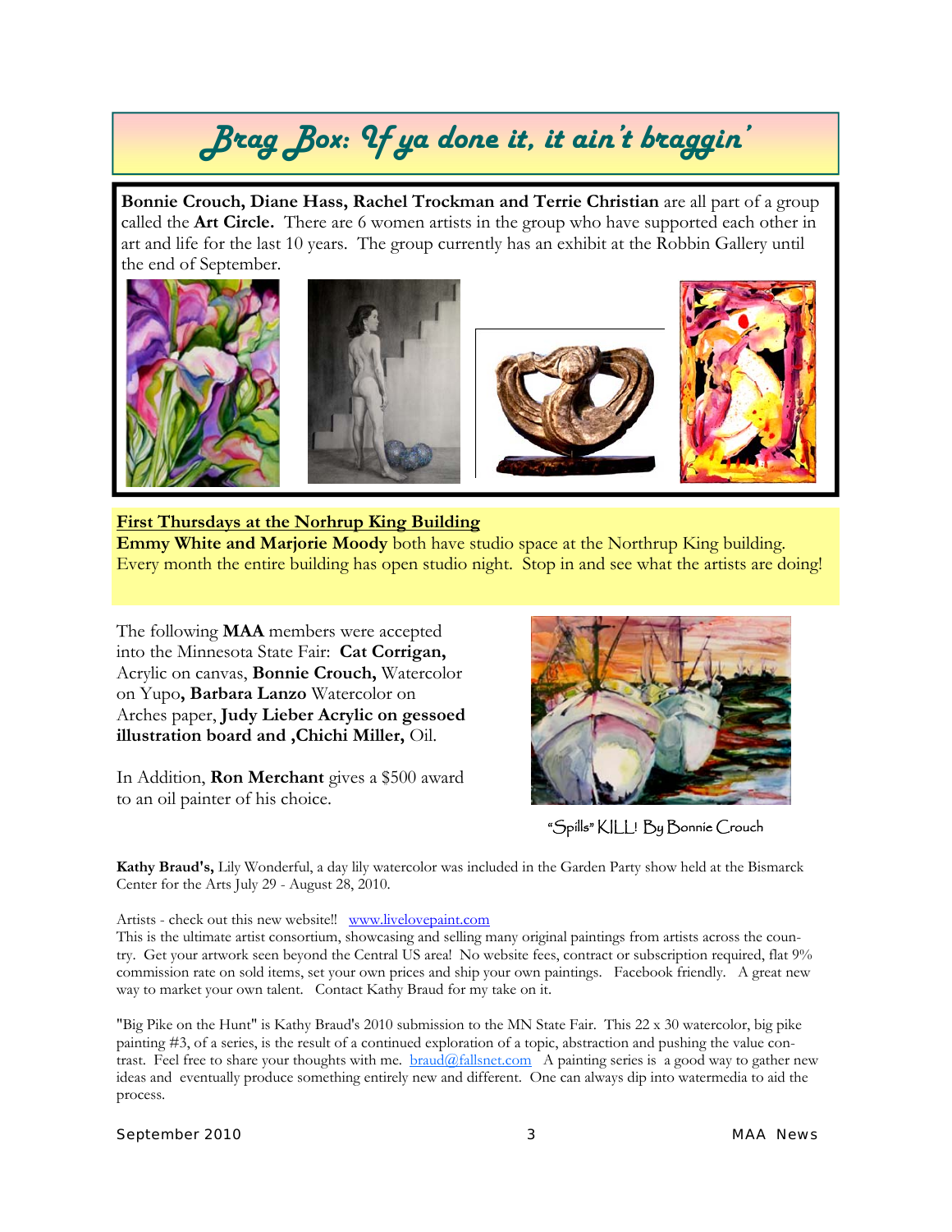# Brag Box: If ya done it, it ain't braggin'

**Bonnie Crouch, Diane Hass, Rachel Trockman and Terrie Christian** are all part of a group called the **Art Circle.** There are 6 women artists in the group who have supported each other in art and life for the last 10 years. The group currently has an exhibit at the Robbin Gallery until the end of September.

**First Thursdays at the Norhrup King Building**

**Emmy White and Marjorie Moody** both have studio space at the Northrup King building. Every month the entire building has open studio night. Stop in and see what the artists are doing!

The following **MAA** members were accepted into the Minnesota State Fair: **Cat Corrigan,** Acrylic on canvas, **Bonnie Crouch,** Watercolor on Yupo**, Barbara Lanzo** Watercolor on Arches paper, **Judy Lieber Acrylic on gessoed illustration board and ,Chichi Miller,** Oil.

In Addition, **Ron Merchant** gives a $500 award to an oil painter of his choice.

"Spills" KILL! By Bonnie Crouch

**Kathy Braud's,** Lily Wonderful, a day lily watercolor was included in the Garden Party show held at the Bismarck Center for the Arts July 29 - August 28, 2010.

Artists - check out this new website!! www.livelovepaint.com

This is the ultimate artist consortium, showcasing and selling many original paintings from artists across the country. Get your artwork seen beyond the Central US area! No website fees, contract or subscription required, flat 9% commission rate on sold items, set your own prices and ship your own paintings. Facebook friendly. A great new way to market your own talent. Contact Kathy Braud for my take on it.

"Big Pike on the Hunt" is Kathy Braud's 2010 submission to the MN State Fair. This 22 x 30 watercolor, big pike painting #3, of a series, is the result of a continued exploration of a topic, abstraction and pushing the value contrast. Feel free to share your thoughts with me. braud@fallsnet.com A painting series is a good way to gather new ideas and eventually produce something entirely new and different. One can always dip into watermedia to aid the process.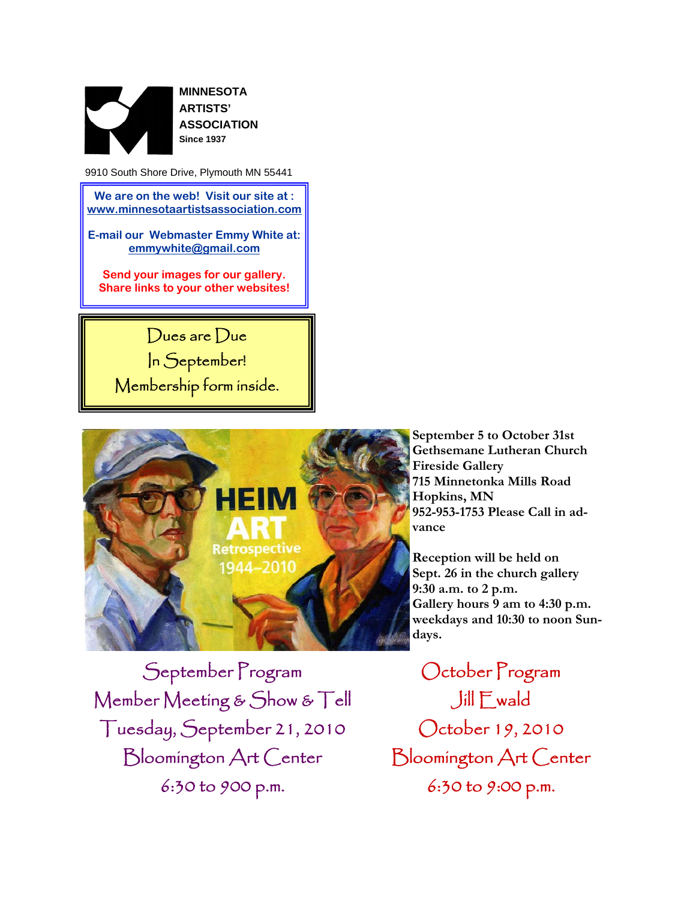**MINNESOTA ARTISTS' ASSOCIATION**
**Since 1937**

9910 South Shore Drive, Plymouth MN 55441

**We are on the web! Visit our site at :**
**www.minnesotaartistsassociation.com**

**E-mail our Webmaster Emmy White at:**
**emmywhite@gmail.com**

**Send your images for our gallery.**
**Share links to your other websites!**

Dues are Due
In September!
Membership form inside.

HEIM ART
Retrospective
1944–2010

**September 5 to October 31st**
**Gethsemane Lutheran Church**
**Fireside Gallery**
**715 Minnetonka Mills Road**
**Hopkins, MN**
**952-953-1753 Please Call in advance**

**Reception will be held on Sept. 26 in the church gallery 9:30 a.m. to 2 p.m.**
**Gallery hours 9 am to 4:30 p.m. weekdays and 10:30 to noon Sundays.**

September Program
Member Meeting & Show & Tell
Tuesday, September 21, 2010
Bloomington Art Center
6:30 to 900 p.m.

October Program
Jill Ewald
October 19, 2010
Bloomington Art Center
6:30 to 9:00 p.m.